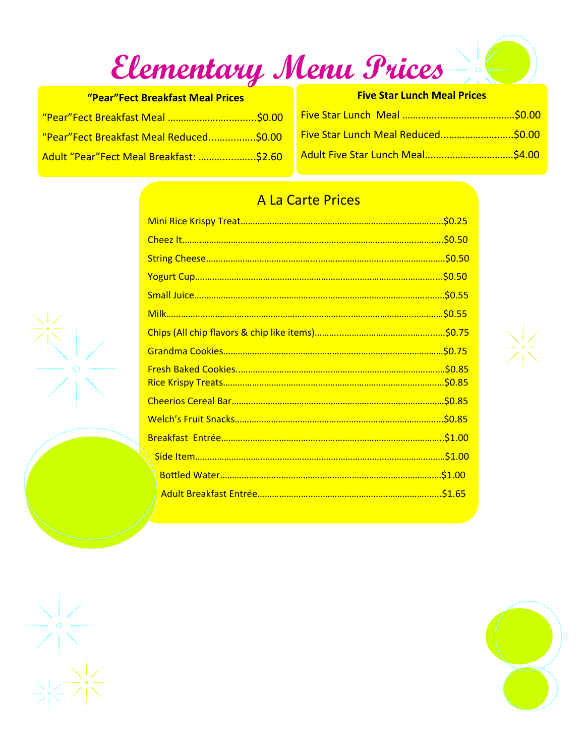# Elementary Menu Prices

## "Pear"Fect Breakfast Meal Prices

| Item | Price |
|---|---|
| "Pear"Fect Breakfast Meal | $0.00 |
| "Pear"Fect Breakfast Meal Reduced | $0.00 |
| Adult "Pear"Fect Meal Breakfast: | $2.60 |

## Five Star Lunch Meal Prices

| Item | Price |
|---|---|
| Five Star Lunch Meal | $0.00 |
| Five Star Lunch Meal Reduced | $0.00 |
| Adult Five Star Lunch Meal | $4.00 |

## A La Carte Prices

| Item | Price |
|---|---|
| Mini Rice Krispy Treat | $0.25 |
| Cheez It | $0.50 |
| String Cheese | $0.50 |
| Yogurt Cup | $0.50 |
| Small Juice | $0.55 |
| Milk | $0.55 |
| Chips (All chip flavors & chip like items) | $0.75 |
| Grandma Cookies | $0.75 |
| Fresh Baked Cookies | $0.85 |
| Rice Krispy Treats | $0.85 |
| Cheerios Cereal Bar | $0.85 |
| Welch's Fruit Snacks | $0.85 |
| Breakfast Entrée | $1.00 |
| Side Item | $1.00 |
| Bottled Water | $1.00 |
| Adult Breakfast Entrée | $1.65 |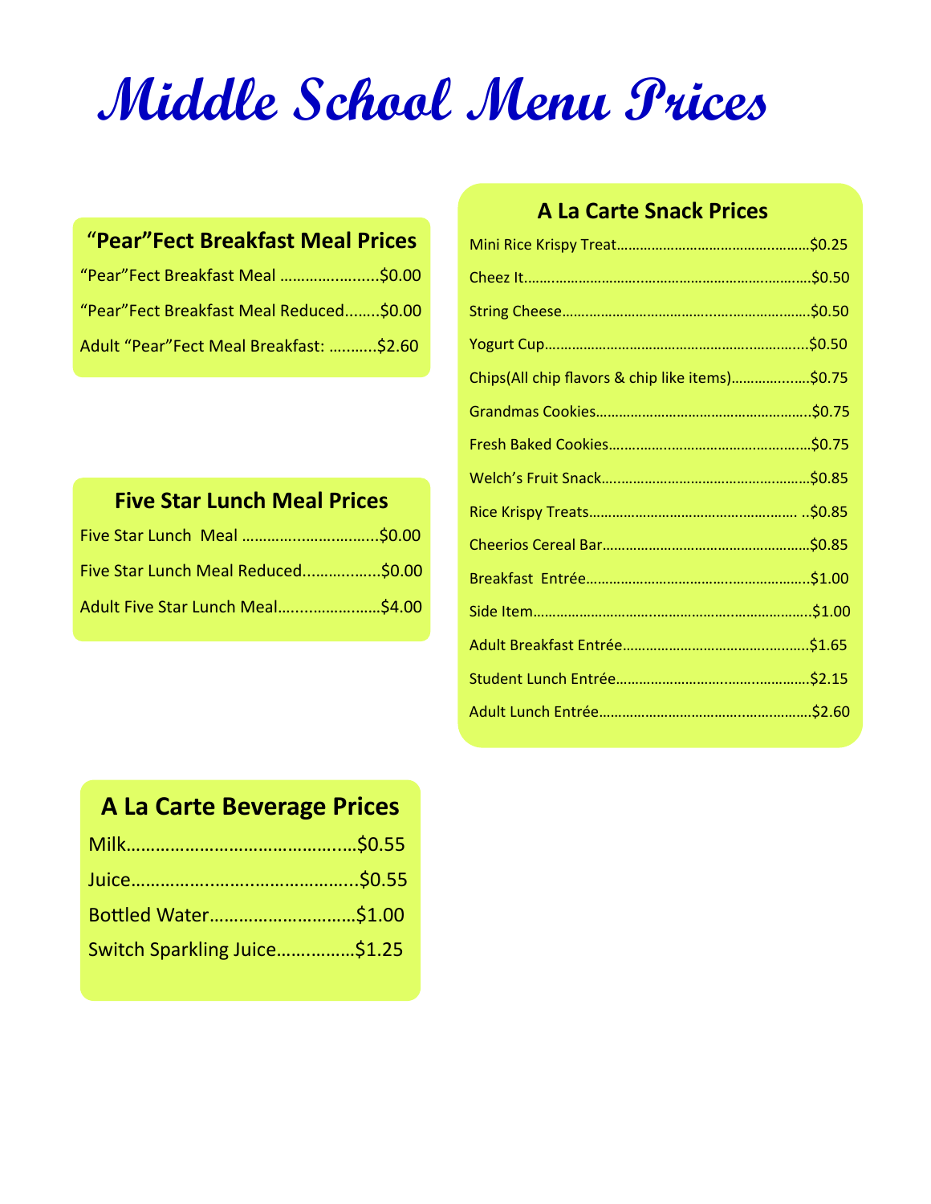# Middle School Menu Prices

## "Pear"Fect Breakfast Meal Prices

"Pear"Fect Breakfast Meal .......................$0.00

"Pear"Fect Breakfast Meal Reduced........$0.00

Adult "Pear"Fect Meal Breakfast: ...........$2.60

## Five Star Lunch Meal Prices

Five Star Lunch Meal ...............................$0.00

Five Star Lunch Meal Reduced..................$0.00

Adult Five Star Lunch Meal......................$4.00

## A La Carte Snack Prices

Mini Rice Krispy Treat...............................................$0.25

Cheez It.......................................................................$0.50

String Cheese..............................................................$0.50

Yogurt Cup...................................................................$0.50

Chips(All chip flavors & chip like items)....................$0.75

Grandmas Cookies.......................................................$0.75

Fresh Baked Cookies....................................................$0.75

Welch's Fruit Snack.....................................................$0.85

Rice Krispy Treats..................................................... ..$0.85

Cheerios Cereal Bar.....................................................$0.85

Breakfast Entrée.........................................................$1.00

Side Item.....................................................................$1.00

Adult Breakfast Entrée...............................................$1.65

Student Lunch Entrée.................................................$2.15

Adult Lunch Entrée.....................................................$2.60

## A La Carte Beverage Prices

Milk...............................................$0.55

Juice..............................................$0.55

Bottled Water.............................$1.00

Switch Sparkling Juice................$1.25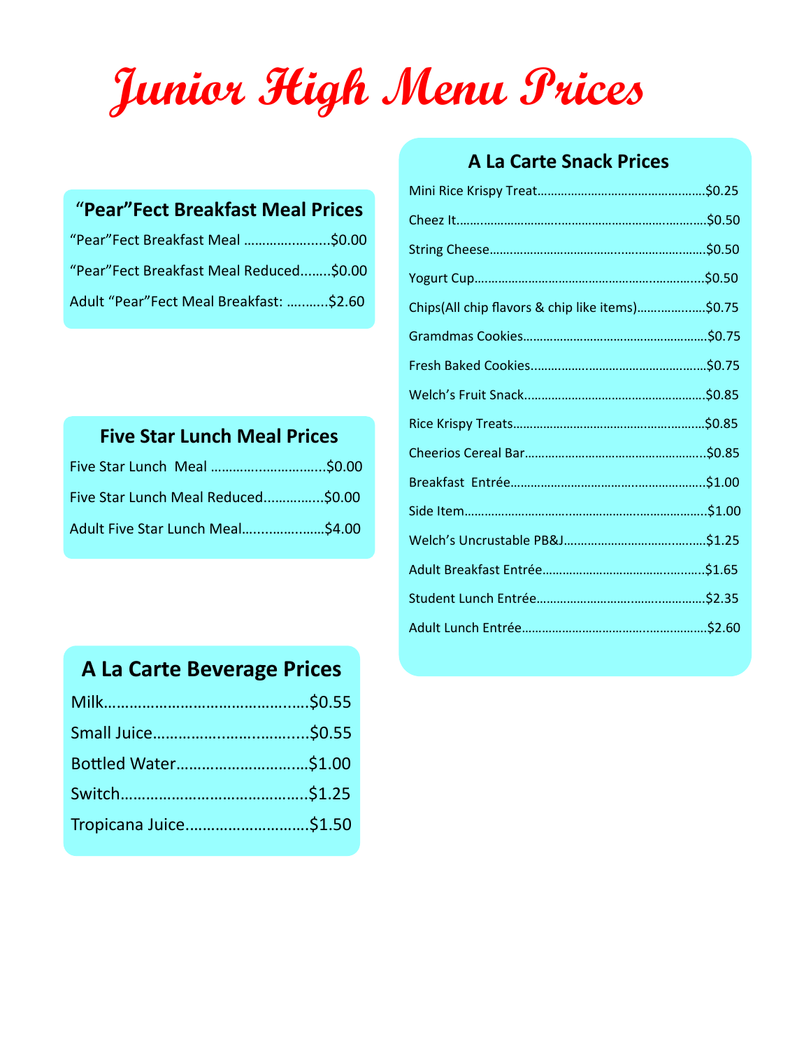# Junior High Menu Prices

## "Pear"Fect Breakfast Meal Prices

"Pear"Fect Breakfast Meal ........................$0.00

"Pear"Fect Breakfast Meal Reduced........$0.00

Adult "Pear"Fect Meal Breakfast: ...........$2.60

## Five Star Lunch Meal Prices

Five Star Lunch Meal ..............................$0.00

Five Star Lunch Meal Reduced................$0.00

Adult Five Star Lunch Meal.....................$4.00

## A La Carte Beverage Prices

Milk...............................................$0.55

Small Juice....................................$0.55

Bottled Water...............................$1.00

Switch...........................................$1.25

Tropicana Juice.............................$1.50

## A La Carte Snack Prices

Mini Rice Krispy Treat.................................................$0.25

Cheez It........................................................................$0.50

String Cheese...............................................................$0.50

Yogurt Cup..................................................................$0.50

Chips(All chip flavors & chip like items)...................$0.75

Gramdmas Cookies.....................................................$0.75

Fresh Baked Cookies...................................................$0.75

Welch's Fruit Snack.....................................................$0.85

Rice Krispy Treats........................................................$0.85

Cheerios Cereal Bar.....................................................$0.85

Breakfast Entrée.........................................................$1.00

Side Item......................................................................$1.00

Welch's Uncrustable PB&J.........................................$1.25

Adult Breakfast Entrée...............................................$1.65

Student Lunch Entrée.................................................$2.35

Adult Lunch Entrée.....................................................$2.60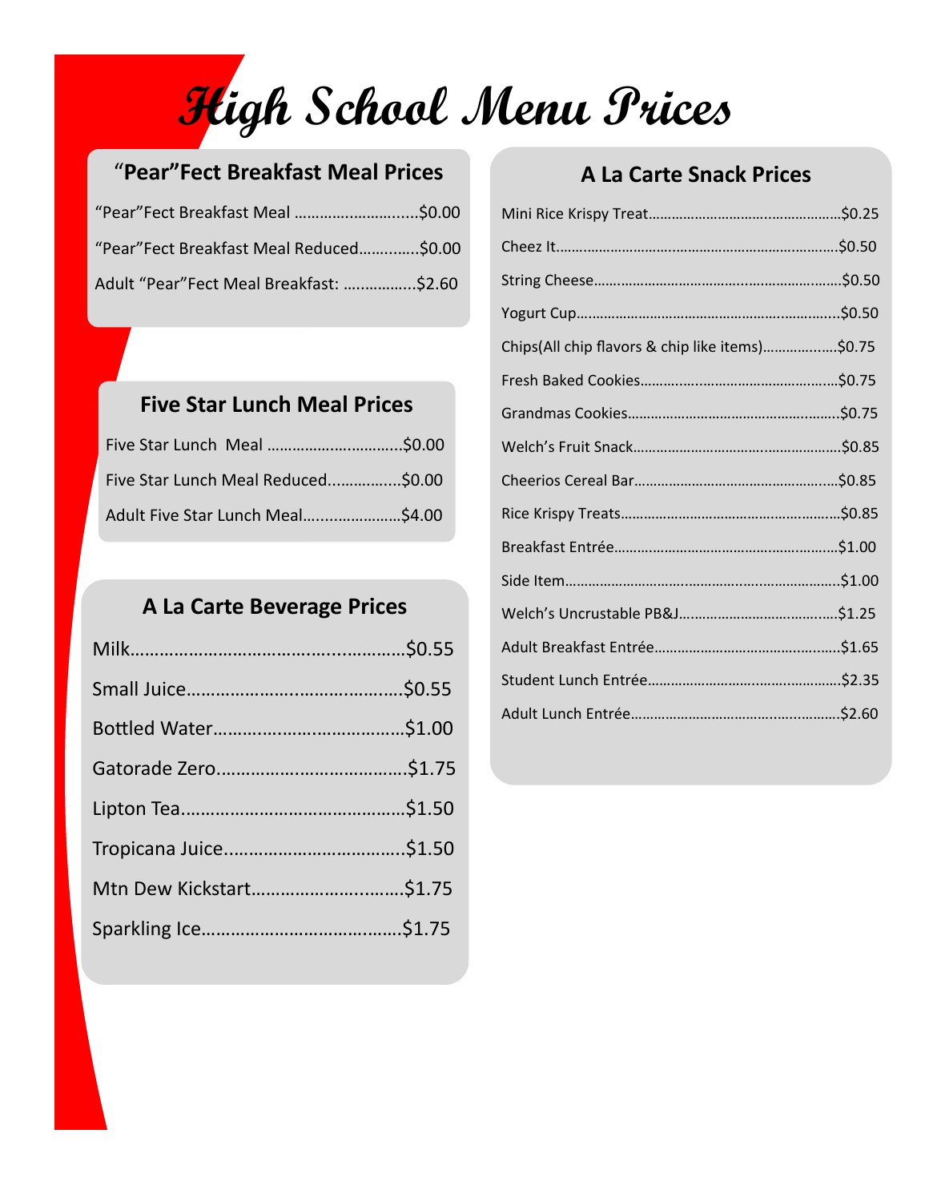# High School Menu Prices

## "Pear"Fect Breakfast Meal Prices

"Pear"Fect Breakfast Meal ............................$0.00

"Pear"Fect Breakfast Meal Reduced..............$0.00

Adult "Pear"Fect Meal Breakfast: .................$2.60

## Five Star Lunch Meal Prices

Five Star Lunch Meal ................................$0.00

Five Star Lunch Meal Reduced.................$0.00

Adult Five Star Lunch Meal.......................$4.00

## A La Carte Beverage Prices

Milk.........................................................$0.55

Small Juice..............................................$0.55

Bottled Water.........................................$1.00

Gatorade Zero........................................$1.75

Lipton Tea...............................................$1.50

Tropicana Juice.......................................$1.50

Mtn Dew Kickstart..................................$1.75

Sparkling Ice...........................................$1.75

## A La Carte Snack Prices

Mini Rice Krispy Treat.................................................$0.25

Cheez It.......................................................................$0.50

String Cheese..............................................................$0.50

Yogurt Cup..................................................................$0.50

Chips(All chip flavors & chip like items)...................$0.75

Fresh Baked Cookies..................................................$0.75

Grandmas Cookies......................................................$0.75

Welch's Fruit Snack.....................................................$0.85

Cheerios Cereal Bar....................................................$0.85

Rice Krispy Treats.......................................................$0.85

Breakfast Entrée.........................................................$1.00

Side Item......................................................................$1.00

Welch's Uncrustable PB&J.........................................$1.25

Adult Breakfast Entrée...............................................$1.65

Student Lunch Entrée.................................................$2.35

Adult Lunch Entrée.....................................................$2.60